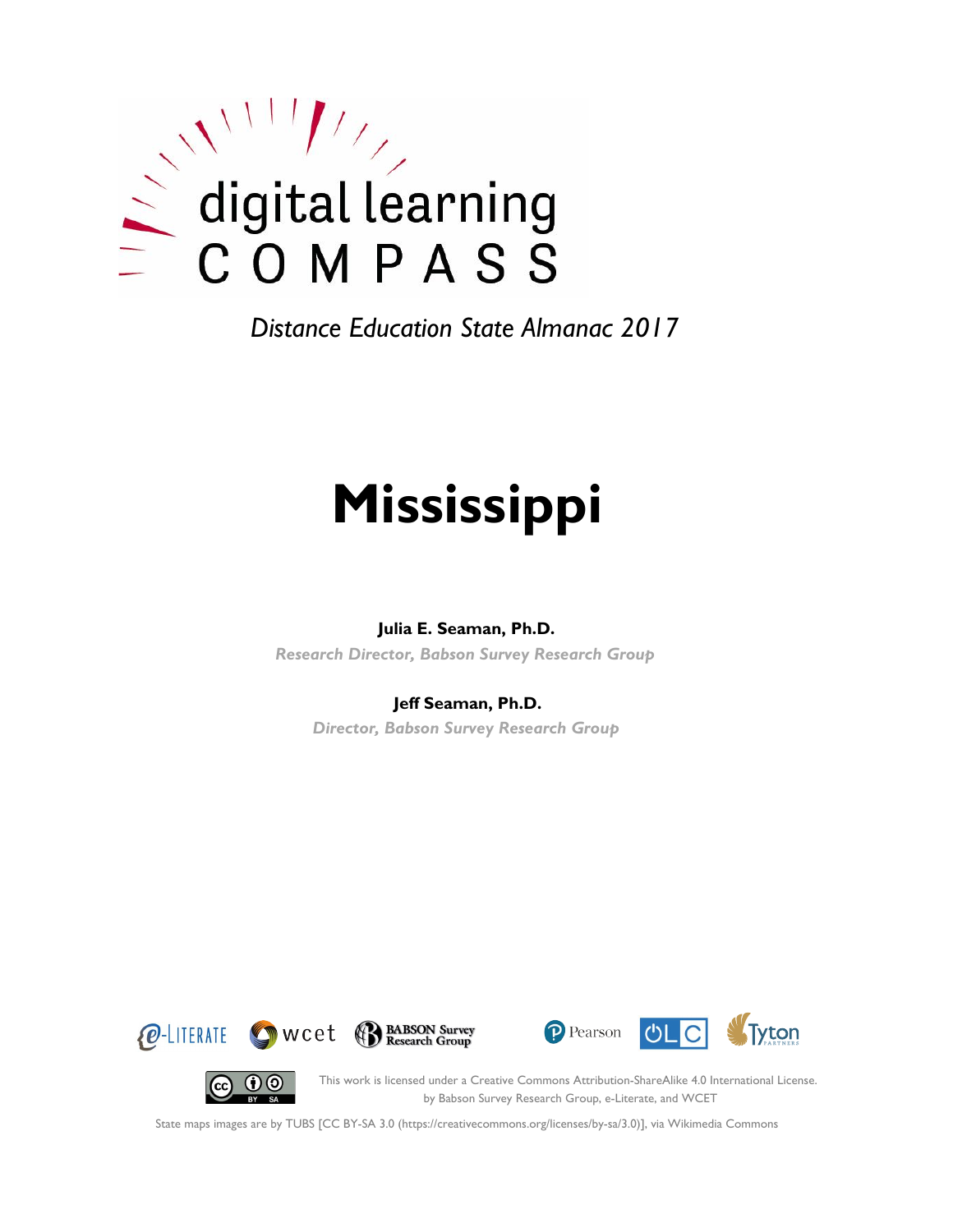digital learning COMPASS

*Distance Education State Almanac 2017*

# Mississippi

**Julia E. Seaman, Ph.D.**

*Research Director, Babson Survey Research Group*

**Jeff Seaman, Ph.D.**

*Director, Babson Survey Research Group*

e-LITERATE wcet BABSON Survey Research Group Pearson OLC Tyton PARTNERS

This work is licensed under a Creative Commons Attribution-ShareAlike 4.0 International License. by Babson Survey Research Group, e-Literate, and WCET

State maps images are by TUBS [CC BY-SA 3.0 (https://creativecommons.org/licenses/by-sa/3.0)], via Wikimedia Commons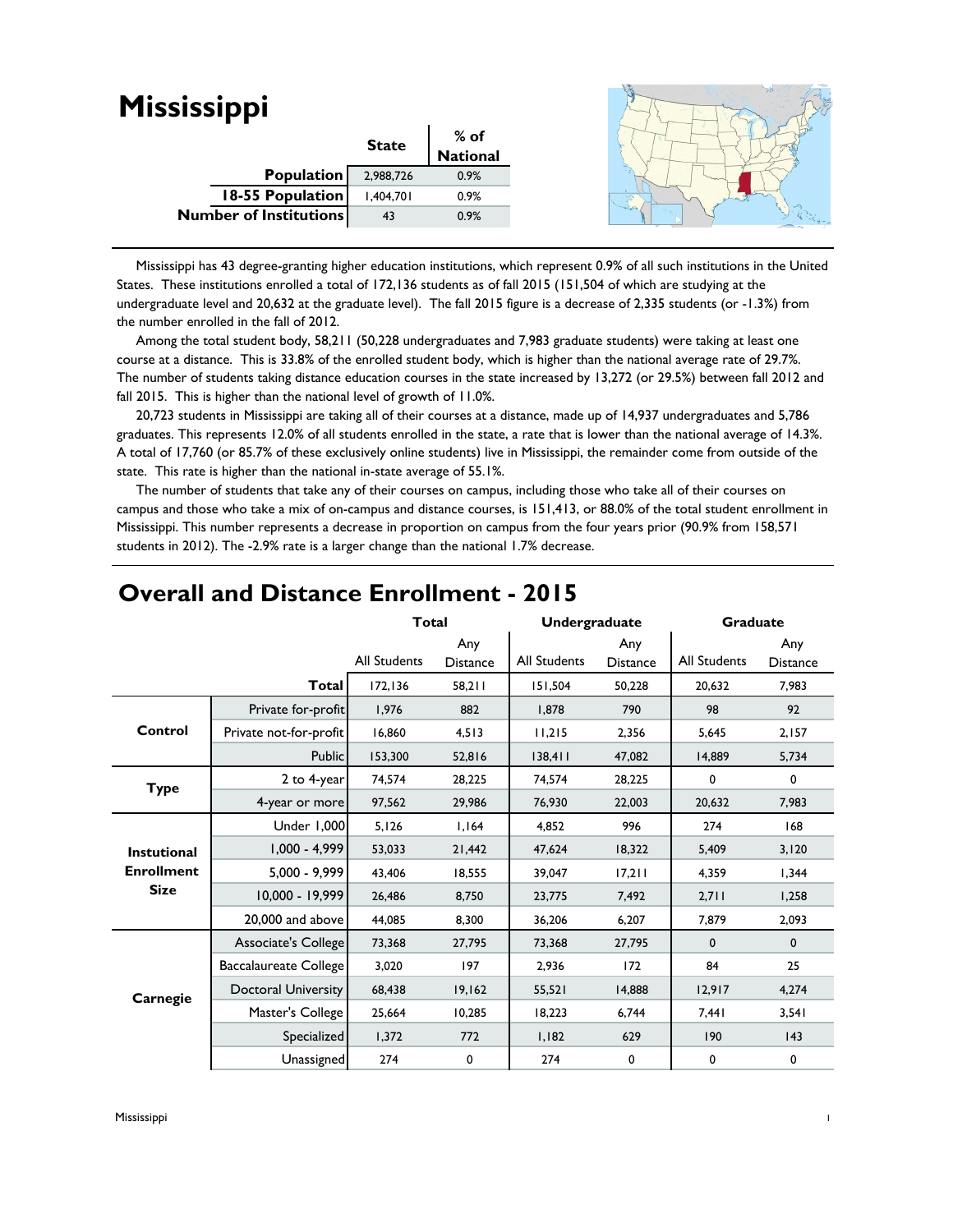# Mississippi

|  | State | % of National |
|---|---|---|
| **Population** | 2,988,726 | 0.9% |
| **18-55 Population** | 1,404,701 | 0.9% |
| **Number of Institutions** | 43 | 0.9% |

Mississippi has 43 degree-granting higher education institutions, which represent 0.9% of all such institutions in the United States. These institutions enrolled a total of 172,136 students as of fall 2015 (151,504 of which are studying at the undergraduate level and 20,632 at the graduate level). The fall 2015 figure is a decrease of 2,335 students (or -1.3%) from the number enrolled in the fall of 2012.

Among the total student body, 58,211 (50,228 undergraduates and 7,983 graduate students) were taking at least one course at a distance. This is 33.8% of the enrolled student body, which is higher than the national average rate of 29.7%. The number of students taking distance education courses in the state increased by 13,272 (or 29.5%) between fall 2012 and fall 2015. This is higher than the national level of growth of 11.0%.

20,723 students in Mississippi are taking all of their courses at a distance, made up of 14,937 undergraduates and 5,786 graduates. This represents 12.0% of all students enrolled in the state, a rate that is lower than the national average of 14.3%. A total of 17,760 (or 85.7% of these exclusively online students) live in Mississippi, the remainder come from outside of the state. This rate is higher than the national in-state average of 55.1%.

The number of students that take any of their courses on campus, including those who take all of their courses on campus and those who take a mix of on-campus and distance courses, is 151,413, or 88.0% of the total student enrollment in Mississippi. This number represents a decrease in proportion on campus from the four years prior (90.9% from 158,571 students in 2012). The -2.9% rate is a larger change than the national 1.7% decrease.

## Overall and Distance Enrollment - 2015

| | | Total | | Undergraduate | | Graduate | |
|---|---|---|---|---|---|---|---|
| | | All Students | Any Distance | All Students | Any Distance | All Students | Any Distance |
| | **Total** | 172,136 | 58,211 | 151,504 | 50,228 | 20,632 | 7,983 |
| **Control** | Private for-profit | 1,976 | 882 | 1,878 | 790 | 98 | 92 |
| | Private not-for-profit | 16,860 | 4,513 | 11,215 | 2,356 | 5,645 | 2,157 |
| | Public | 153,300 | 52,816 | 138,411 | 47,082 | 14,889 | 5,734 |
| **Type** | 2 to 4-year | 74,574 | 28,225 | 74,574 | 28,225 | 0 | 0 |
| | 4-year or more | 97,562 | 29,986 | 76,930 | 22,003 | 20,632 | 7,983 |
| **Instutional Enrollment Size** | Under 1,000 | 5,126 | 1,164 | 4,852 | 996 | 274 | 168 |
| | 1,000 - 4,999 | 53,033 | 21,442 | 47,624 | 18,322 | 5,409 | 3,120 |
| | 5,000 - 9,999 | 43,406 | 18,555 | 39,047 | 17,211 | 4,359 | 1,344 |
| | 10,000 - 19,999 | 26,486 | 8,750 | 23,775 | 7,492 | 2,711 | 1,258 |
| | 20,000 and above | 44,085 | 8,300 | 36,206 | 6,207 | 7,879 | 2,093 |
| **Carnegie** | Associate's College | 73,368 | 27,795 | 73,368 | 27,795 | 0 | 0 |
| | Baccalaureate College | 3,020 | 197 | 2,936 | 172 | 84 | 25 |
| | Doctoral University | 68,438 | 19,162 | 55,521 | 14,888 | 12,917 | 4,274 |
| | Master's College | 25,664 | 10,285 | 18,223 | 6,744 | 7,441 | 3,541 |
| | Specialized | 1,372 | 772 | 1,182 | 629 | 190 | 143 |
| | Unassigned | 274 | 0 | 274 | 0 | 0 | 0 |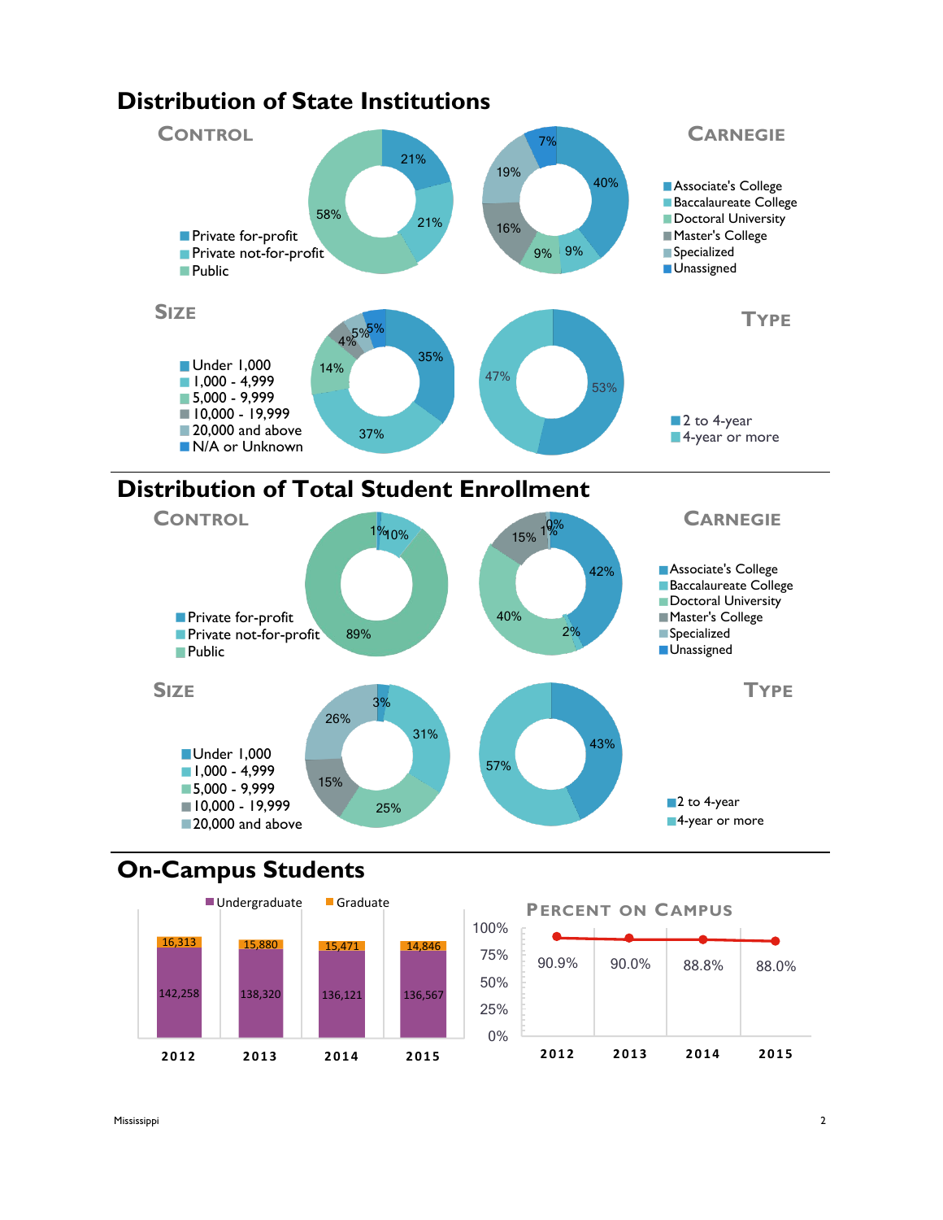# Distribution of State Institutions

## Control

- Private for-profit: 21%
- Private not-for-profit: 21%
- Public: 58%

## Carnegie

- Associate's College: 40%
- Baccalaureate College: 9%
- Doctoral University: 9%
- Master's College: 16%
- Specialized: 19%
- Unassigned: 7%

## Size

- Under 1,000: 35%
- 1,000 - 4,999: 37%
- 5,000 - 9,999: 14%
- 10,000 - 19,999: 4%
- 20,000 and above: 5%
- N/A or Unknown: 5%

## Type

- 2 to 4-year: 53%
- 4-year or more: 47%

# Distribution of Total Student Enrollment

## Control

- Private for-profit: 1%
- Private not-for-profit: 10%
- Public: 89%

## Carnegie

- Associate's College: 42%
- Baccalaureate College: 2%
- Doctoral University: 40%
- Master's College: 15%
- Specialized: 1%
- Unassigned: 0%

## Size

- Under 1,000: 3%
- 1,000 - 4,999: 31%
- 5,000 - 9,999: 25%
- 10,000 - 19,999: 15%
- 20,000 and above: 26%

## Type

- 2 to 4-year: 43%
- 4-year or more: 57%

# On-Campus Students

| Year | Undergraduate | Graduate |
| --- | --- | --- |
| 2012 | 142,258 | 16,313 |
| 2013 | 138,320 | 15,880 |
| 2014 | 136,121 | 15,471 |
| 2015 | 136,567 | 14,846 |

## Percent on Campus

| 2012 | 2013 | 2014 | 2015 |
| --- | --- | --- | --- |
| 90.9% | 90.0% | 88.8% | 88.0% |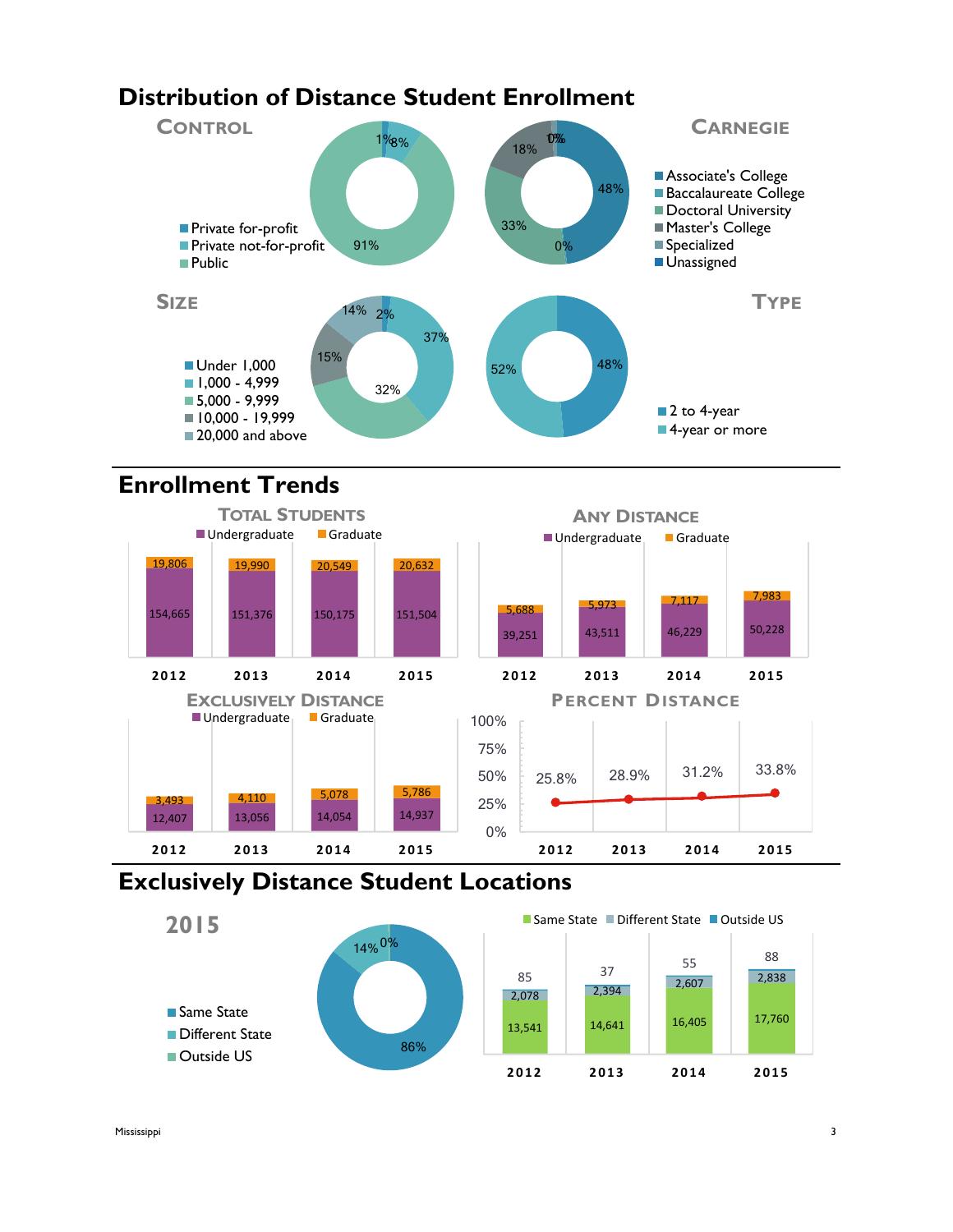# Distribution of Distance Student Enrollment

### Control

- Private for-profit
- Private not-for-profit
- Public

1% | 8% | 91%

### Carnegie

- Associate's College
- Baccalaureate College
- Doctoral University
- Master's College
- Specialized
- Unassigned

48% | 0% | 33% | 18% | 0% | 1%

### Size

- Under 1,000
- 1,000 - 4,999
- 5,000 - 9,999
- 10,000 - 19,999
- 20,000 and above

2% | 37% | 32% | 15% | 14%

### Type

- 2 to 4-year
- 4-year or more

48% | 52%

# Enrollment Trends

### Total Students

| | 2012 | 2013 | 2014 | 2015 |
|---|---|---|---|---|
| Undergraduate | 154,665 | 151,376 | 150,175 | 151,504 |
| Graduate | 19,806 | 19,990 | 20,549 | 20,632 |

### Any Distance

| | 2012 | 2013 | 2014 | 2015 |
|---|---|---|---|---|
| Undergraduate | 39,251 | 43,511 | 46,229 | 50,228 |
| Graduate | 5,688 | 5,973 | 7,117 | 7,983 |

### Exclusively Distance

| | 2012 | 2013 | 2014 | 2015 |
|---|---|---|---|---|
| Undergraduate | 12,407 | 13,056 | 14,054 | 14,937 |
| Graduate | 3,493 | 4,110 | 5,078 | 5,786 |

### Percent Distance

| 2012 | 2013 | 2014 | 2015 |
|---|---|---|---|
| 25.8% | 28.9% | 31.2% | 33.8% |

# Exclusively Distance Student Locations

### 2015

- Same State
- Different State
- Outside US

86% | 14% | 0%

| | 2012 | 2013 | 2014 | 2015 |
|---|---|---|---|---|
| Same State | 13,541 | 14,641 | 16,405 | 17,760 |
| Different State | 2,078 | 2,394 | 2,607 | 2,838 |
| Outside US | 85 | 37 | 55 | 88 |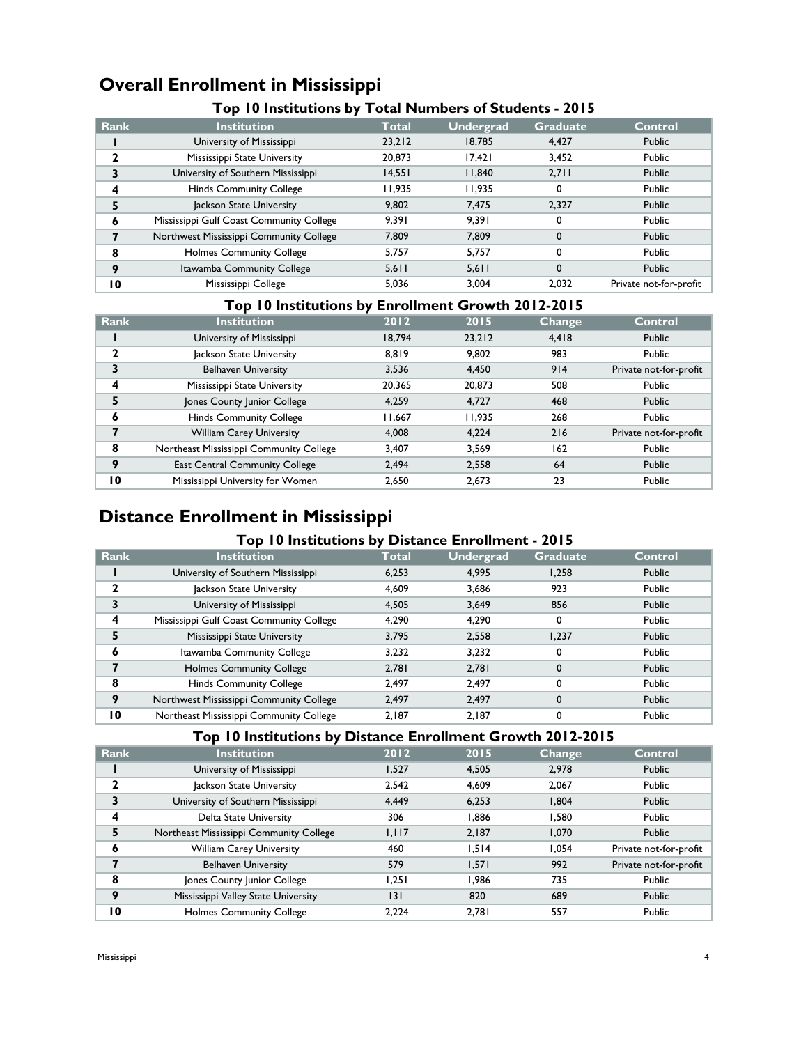## Overall Enrollment in Mississippi

### Top 10 Institutions by Total Numbers of Students - 2015

| Rank | Institution | Total | Undergrad | Graduate | Control |
|---|---|---|---|---|---|
| 1 | University of Mississippi | 23,212 | 18,785 | 4,427 | Public |
| 2 | Mississippi State University | 20,873 | 17,421 | 3,452 | Public |
| 3 | University of Southern Mississippi | 14,551 | 11,840 | 2,711 | Public |
| 4 | Hinds Community College | 11,935 | 11,935 | 0 | Public |
| 5 | Jackson State University | 9,802 | 7,475 | 2,327 | Public |
| 6 | Mississippi Gulf Coast Community College | 9,391 | 9,391 | 0 | Public |
| 7 | Northwest Mississippi Community College | 7,809 | 7,809 | 0 | Public |
| 8 | Holmes Community College | 5,757 | 5,757 | 0 | Public |
| 9 | Itawamba Community College | 5,611 | 5,611 | 0 | Public |
| 10 | Mississippi College | 5,036 | 3,004 | 2,032 | Private not-for-profit |

### Top 10 Institutions by Enrollment Growth 2012-2015

| Rank | Institution | 2012 | 2015 | Change | Control |
|---|---|---|---|---|---|
| 1 | University of Mississippi | 18,794 | 23,212 | 4,418 | Public |
| 2 | Jackson State University | 8,819 | 9,802 | 983 | Public |
| 3 | Belhaven University | 3,536 | 4,450 | 914 | Private not-for-profit |
| 4 | Mississippi State University | 20,365 | 20,873 | 508 | Public |
| 5 | Jones County Junior College | 4,259 | 4,727 | 468 | Public |
| 6 | Hinds Community College | 11,667 | 11,935 | 268 | Public |
| 7 | William Carey University | 4,008 | 4,224 | 216 | Private not-for-profit |
| 8 | Northeast Mississippi Community College | 3,407 | 3,569 | 162 | Public |
| 9 | East Central Community College | 2,494 | 2,558 | 64 | Public |
| 10 | Mississippi University for Women | 2,650 | 2,673 | 23 | Public |

## Distance Enrollment in Mississippi

### Top 10 Institutions by Distance Enrollment - 2015

| Rank | Institution | Total | Undergrad | Graduate | Control |
|---|---|---|---|---|---|
| 1 | University of Southern Mississippi | 6,253 | 4,995 | 1,258 | Public |
| 2 | Jackson State University | 4,609 | 3,686 | 923 | Public |
| 3 | University of Mississippi | 4,505 | 3,649 | 856 | Public |
| 4 | Mississippi Gulf Coast Community College | 4,290 | 4,290 | 0 | Public |
| 5 | Mississippi State University | 3,795 | 2,558 | 1,237 | Public |
| 6 | Itawamba Community College | 3,232 | 3,232 | 0 | Public |
| 7 | Holmes Community College | 2,781 | 2,781 | 0 | Public |
| 8 | Hinds Community College | 2,497 | 2,497 | 0 | Public |
| 9 | Northwest Mississippi Community College | 2,497 | 2,497 | 0 | Public |
| 10 | Northeast Mississippi Community College | 2,187 | 2,187 | 0 | Public |

### Top 10 Institutions by Distance Enrollment Growth 2012-2015

| Rank | Institution | 2012 | 2015 | Change | Control |
|---|---|---|---|---|---|
| 1 | University of Mississippi | 1,527 | 4,505 | 2,978 | Public |
| 2 | Jackson State University | 2,542 | 4,609 | 2,067 | Public |
| 3 | University of Southern Mississippi | 4,449 | 6,253 | 1,804 | Public |
| 4 | Delta State University | 306 | 1,886 | 1,580 | Public |
| 5 | Northeast Mississippi Community College | 1,117 | 2,187 | 1,070 | Public |
| 6 | William Carey University | 460 | 1,514 | 1,054 | Private not-for-profit |
| 7 | Belhaven University | 579 | 1,571 | 992 | Private not-for-profit |
| 8 | Jones County Junior College | 1,251 | 1,986 | 735 | Public |
| 9 | Mississippi Valley State University | 131 | 820 | 689 | Public |
| 10 | Holmes Community College | 2,224 | 2,781 | 557 | Public |